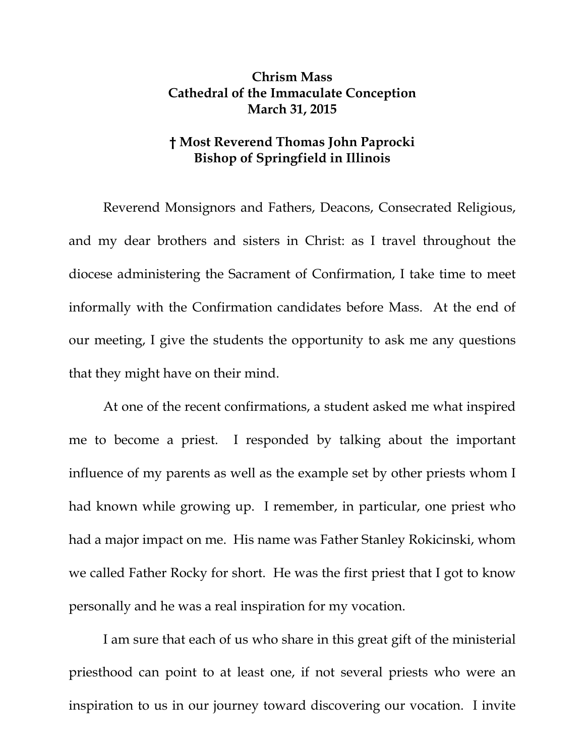**Chrism Mass**
**Cathedral of the Immaculate Conception**
**March 31, 2015**

**† Most Reverend Thomas John Paprocki**
**Bishop of Springfield in Illinois**

Reverend Monsignors and Fathers, Deacons, Consecrated Religious, and my dear brothers and sisters in Christ: as I travel throughout the diocese administering the Sacrament of Confirmation, I take time to meet informally with the Confirmation candidates before Mass. At the end of our meeting, I give the students the opportunity to ask me any questions that they might have on their mind.

At one of the recent confirmations, a student asked me what inspired me to become a priest. I responded by talking about the important influence of my parents as well as the example set by other priests whom I had known while growing up. I remember, in particular, one priest who had a major impact on me. His name was Father Stanley Rokicinski, whom we called Father Rocky for short. He was the first priest that I got to know personally and he was a real inspiration for my vocation.

I am sure that each of us who share in this great gift of the ministerial priesthood can point to at least one, if not several priests who were an inspiration to us in our journey toward discovering our vocation. I invite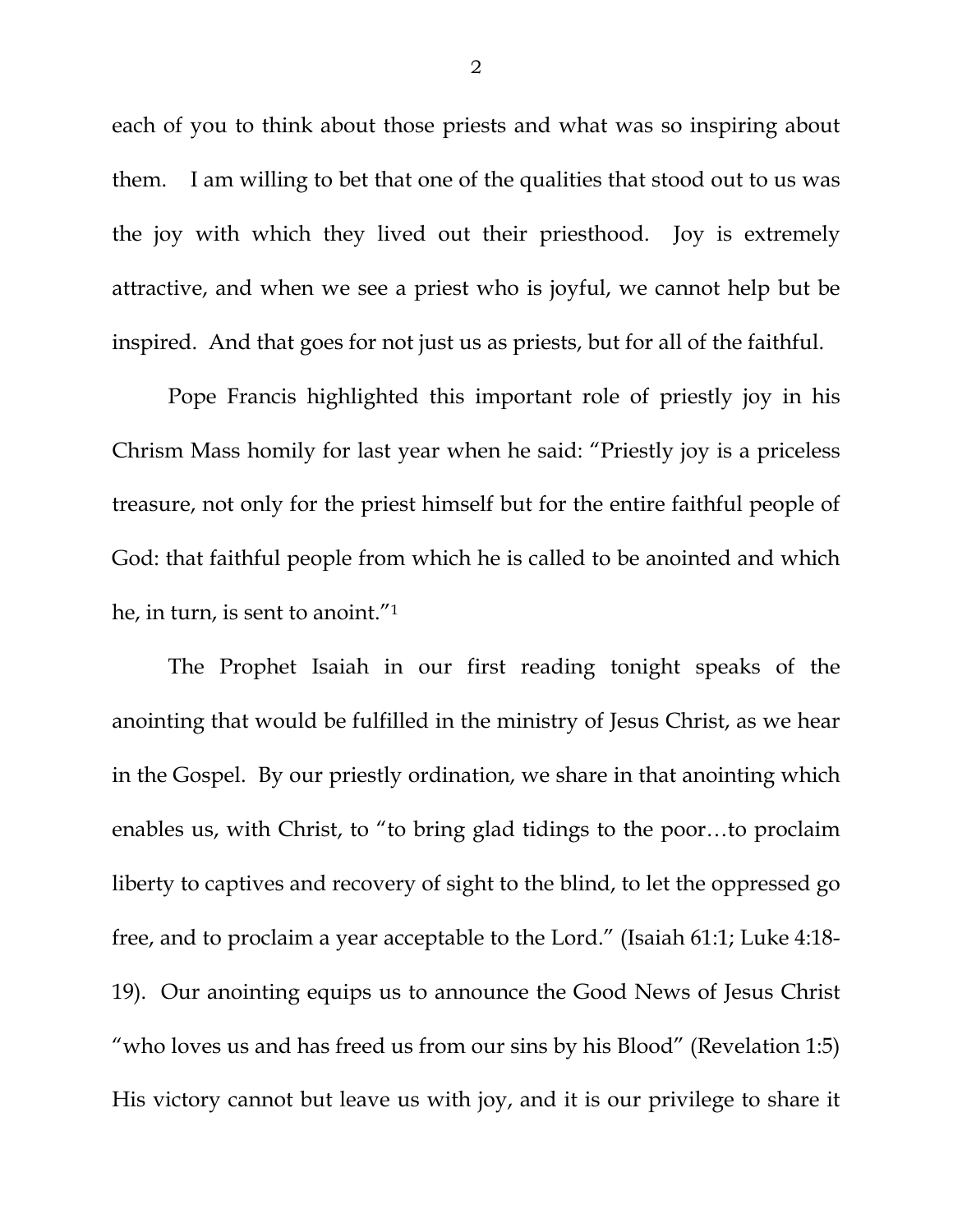each of you to think about those priests and what was so inspiring about them. I am willing to bet that one of the qualities that stood out to us was the joy with which they lived out their priesthood. Joy is extremely attractive, and when we see a priest who is joyful, we cannot help but be inspired. And that goes for not just us as priests, but for all of the faithful.

Pope Francis highlighted this important role of priestly joy in his Chrism Mass homily for last year when he said: "Priestly joy is a priceless treasure, not only for the priest himself but for the entire faithful people of God: that faithful people from which he is called to be anointed and which he, in turn, is sent to anoint."[1]

The Prophet Isaiah in our first reading tonight speaks of the anointing that would be fulfilled in the ministry of Jesus Christ, as we hear in the Gospel. By our priestly ordination, we share in that anointing which enables us, with Christ, to "to bring glad tidings to the poor…to proclaim liberty to captives and recovery of sight to the blind, to let the oppressed go free, and to proclaim a year acceptable to the Lord." (Isaiah 61:1; Luke 4:18-19). Our anointing equips us to announce the Good News of Jesus Christ "who loves us and has freed us from our sins by his Blood" (Revelation 1:5) His victory cannot but leave us with joy, and it is our privilege to share it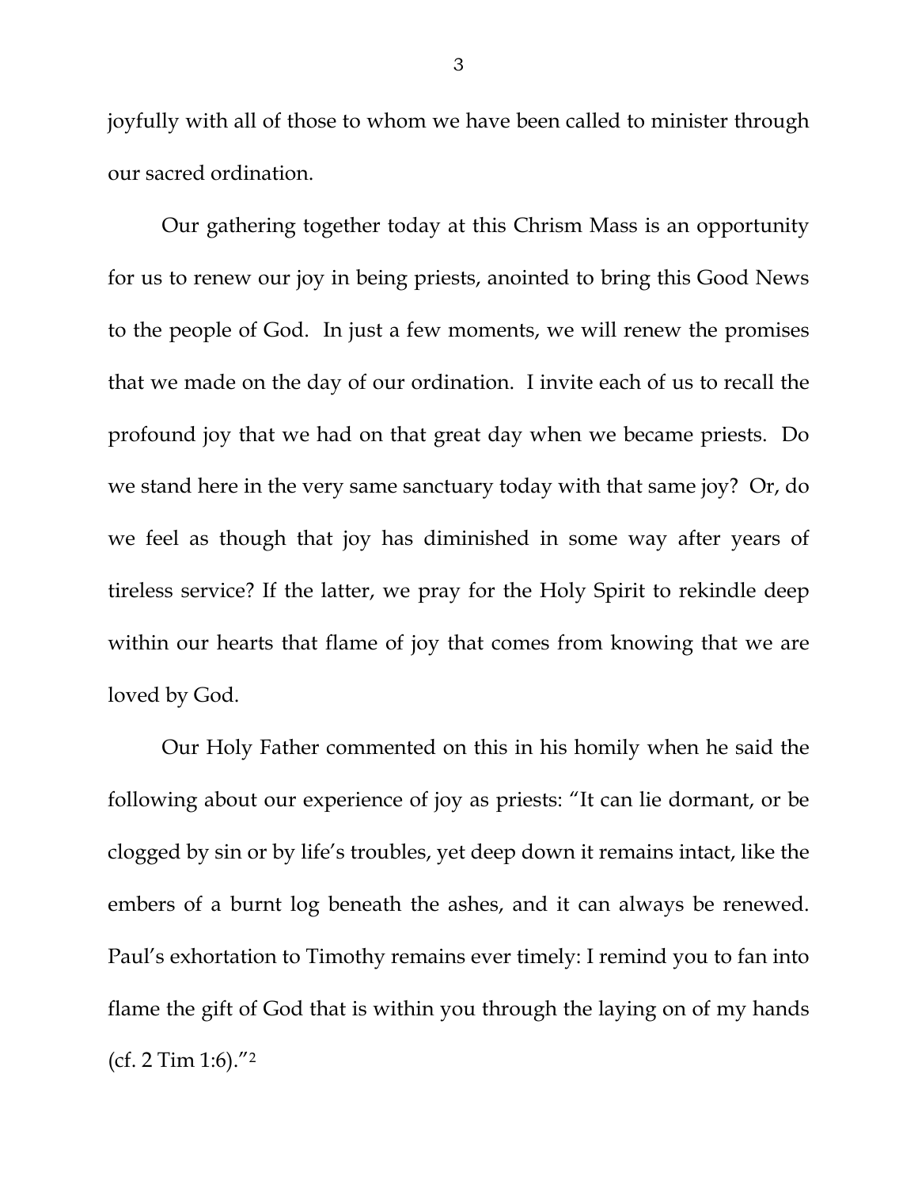joyfully with all of those to whom we have been called to minister through our sacred ordination.

Our gathering together today at this Chrism Mass is an opportunity for us to renew our joy in being priests, anointed to bring this Good News to the people of God. In just a few moments, we will renew the promises that we made on the day of our ordination. I invite each of us to recall the profound joy that we had on that great day when we became priests. Do we stand here in the very same sanctuary today with that same joy? Or, do we feel as though that joy has diminished in some way after years of tireless service? If the latter, we pray for the Holy Spirit to rekindle deep within our hearts that flame of joy that comes from knowing that we are loved by God.

Our Holy Father commented on this in his homily when he said the following about our experience of joy as priests: "It can lie dormant, or be clogged by sin or by life's troubles, yet deep down it remains intact, like the embers of a burnt log beneath the ashes, and it can always be renewed. Paul's exhortation to Timothy remains ever timely: I remind you to fan into flame the gift of God that is within you through the laying on of my hands (cf. 2 Tim 1:6)."[2]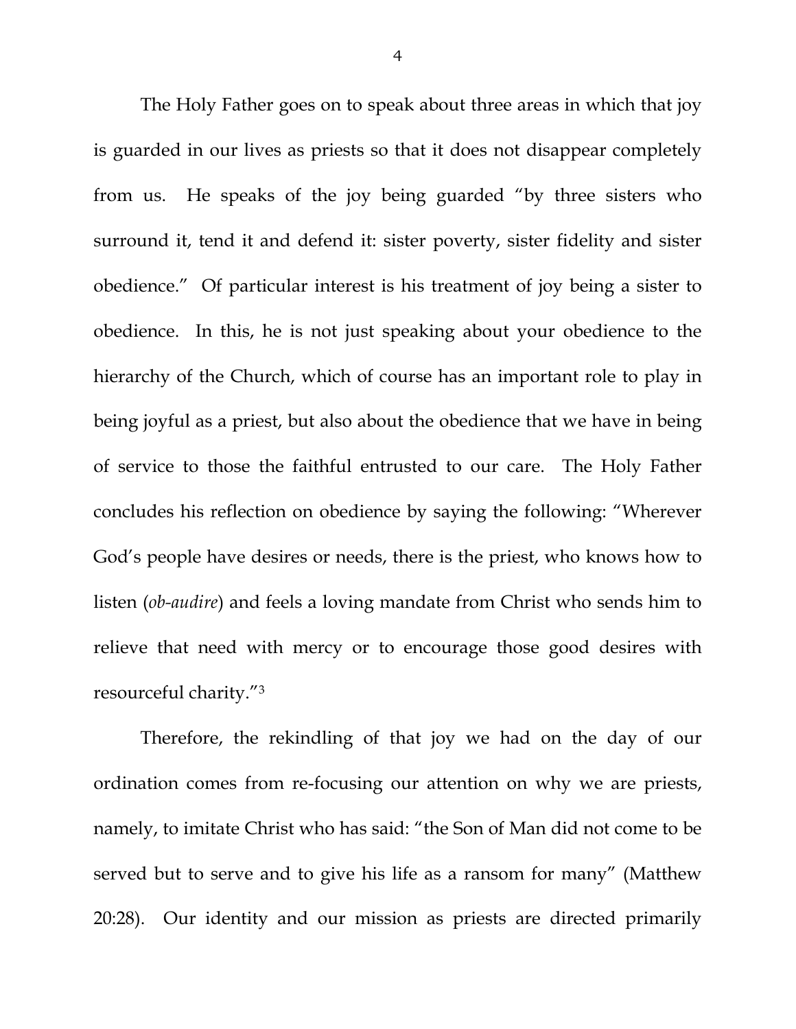The Holy Father goes on to speak about three areas in which that joy is guarded in our lives as priests so that it does not disappear completely from us. He speaks of the joy being guarded "by three sisters who surround it, tend it and defend it: sister poverty, sister fidelity and sister obedience." Of particular interest is his treatment of joy being a sister to obedience. In this, he is not just speaking about your obedience to the hierarchy of the Church, which of course has an important role to play in being joyful as a priest, but also about the obedience that we have in being of service to those the faithful entrusted to our care. The Holy Father concludes his reflection on obedience by saying the following: "Wherever God's people have desires or needs, there is the priest, who knows how to listen (*ob-audire*) and feels a loving mandate from Christ who sends him to relieve that need with mercy or to encourage those good desires with resourceful charity."[3]

Therefore, the rekindling of that joy we had on the day of our ordination comes from re-focusing our attention on why we are priests, namely, to imitate Christ who has said: "the Son of Man did not come to be served but to serve and to give his life as a ransom for many" (Matthew 20:28). Our identity and our mission as priests are directed primarily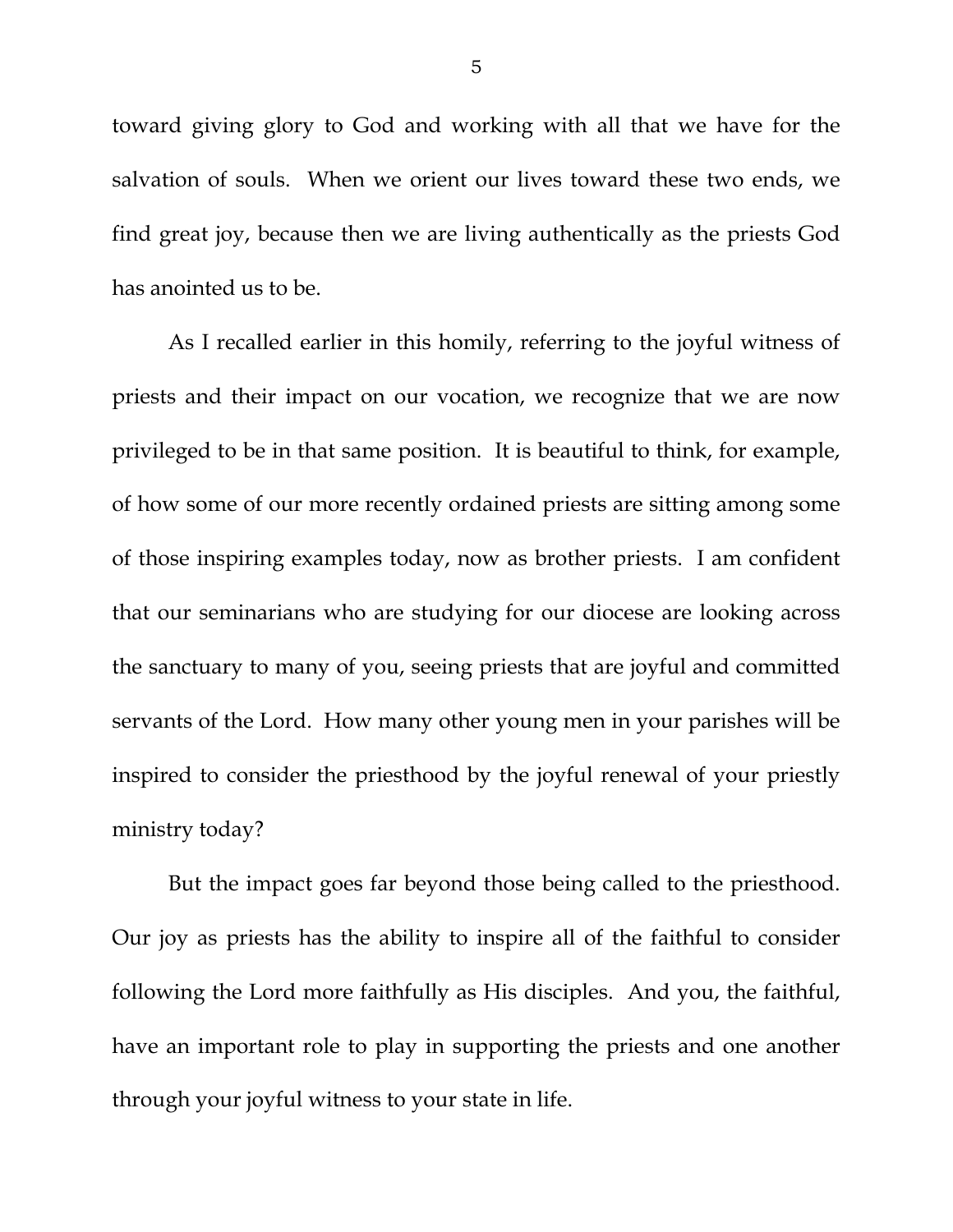toward giving glory to God and working with all that we have for the salvation of souls. When we orient our lives toward these two ends, we find great joy, because then we are living authentically as the priests God has anointed us to be.

As I recalled earlier in this homily, referring to the joyful witness of priests and their impact on our vocation, we recognize that we are now privileged to be in that same position. It is beautiful to think, for example, of how some of our more recently ordained priests are sitting among some of those inspiring examples today, now as brother priests. I am confident that our seminarians who are studying for our diocese are looking across the sanctuary to many of you, seeing priests that are joyful and committed servants of the Lord. How many other young men in your parishes will be inspired to consider the priesthood by the joyful renewal of your priestly ministry today?

But the impact goes far beyond those being called to the priesthood. Our joy as priests has the ability to inspire all of the faithful to consider following the Lord more faithfully as His disciples. And you, the faithful, have an important role to play in supporting the priests and one another through your joyful witness to your state in life.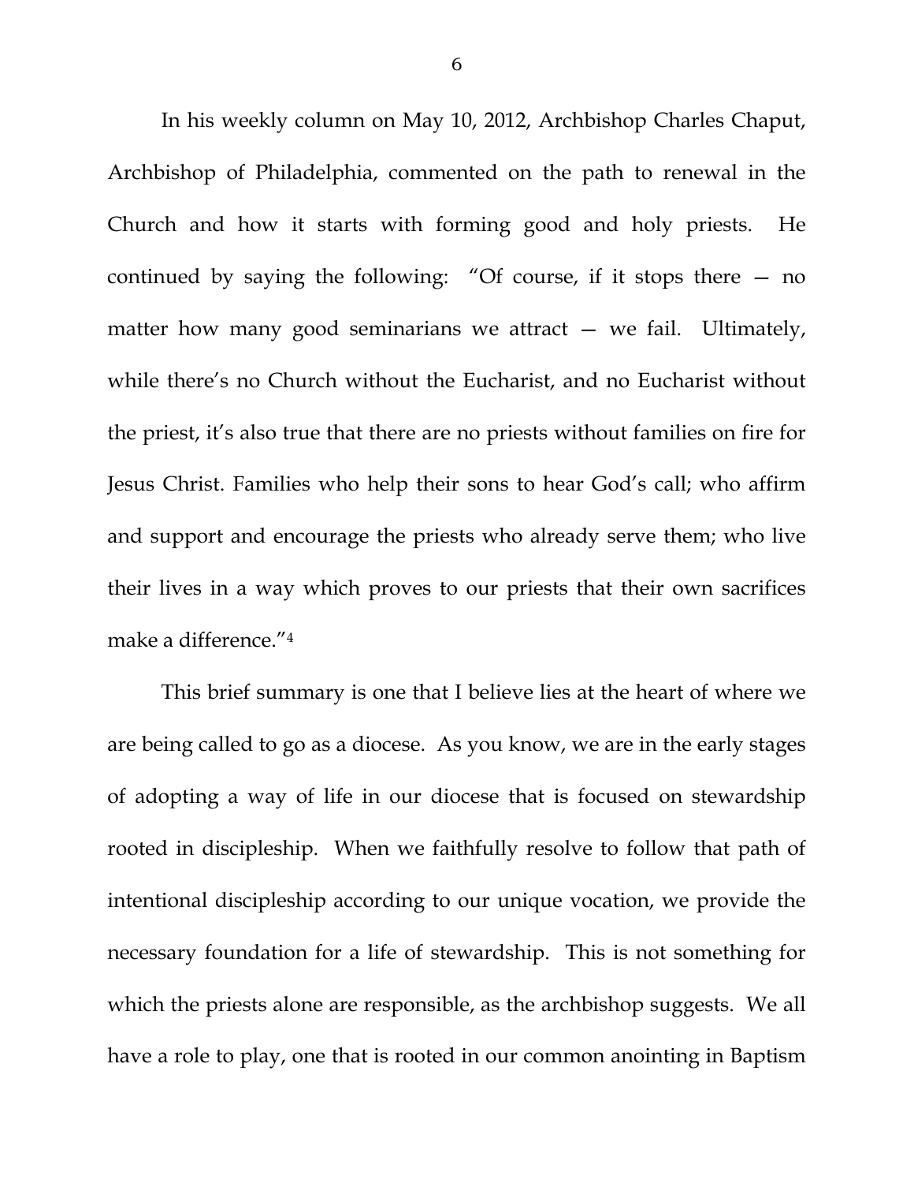In his weekly column on May 10, 2012, Archbishop Charles Chaput, Archbishop of Philadelphia, commented on the path to renewal in the Church and how it starts with forming good and holy priests. He continued by saying the following: "Of course, if it stops there — no matter how many good seminarians we attract — we fail. Ultimately, while there's no Church without the Eucharist, and no Eucharist without the priest, it's also true that there are no priests without families on fire for Jesus Christ. Families who help their sons to hear God's call; who affirm and support and encourage the priests who already serve them; who live their lives in a way which proves to our priests that their own sacrifices make a difference."[4]

This brief summary is one that I believe lies at the heart of where we are being called to go as a diocese. As you know, we are in the early stages of adopting a way of life in our diocese that is focused on stewardship rooted in discipleship. When we faithfully resolve to follow that path of intentional discipleship according to our unique vocation, we provide the necessary foundation for a life of stewardship. This is not something for which the priests alone are responsible, as the archbishop suggests. We all have a role to play, one that is rooted in our common anointing in Baptism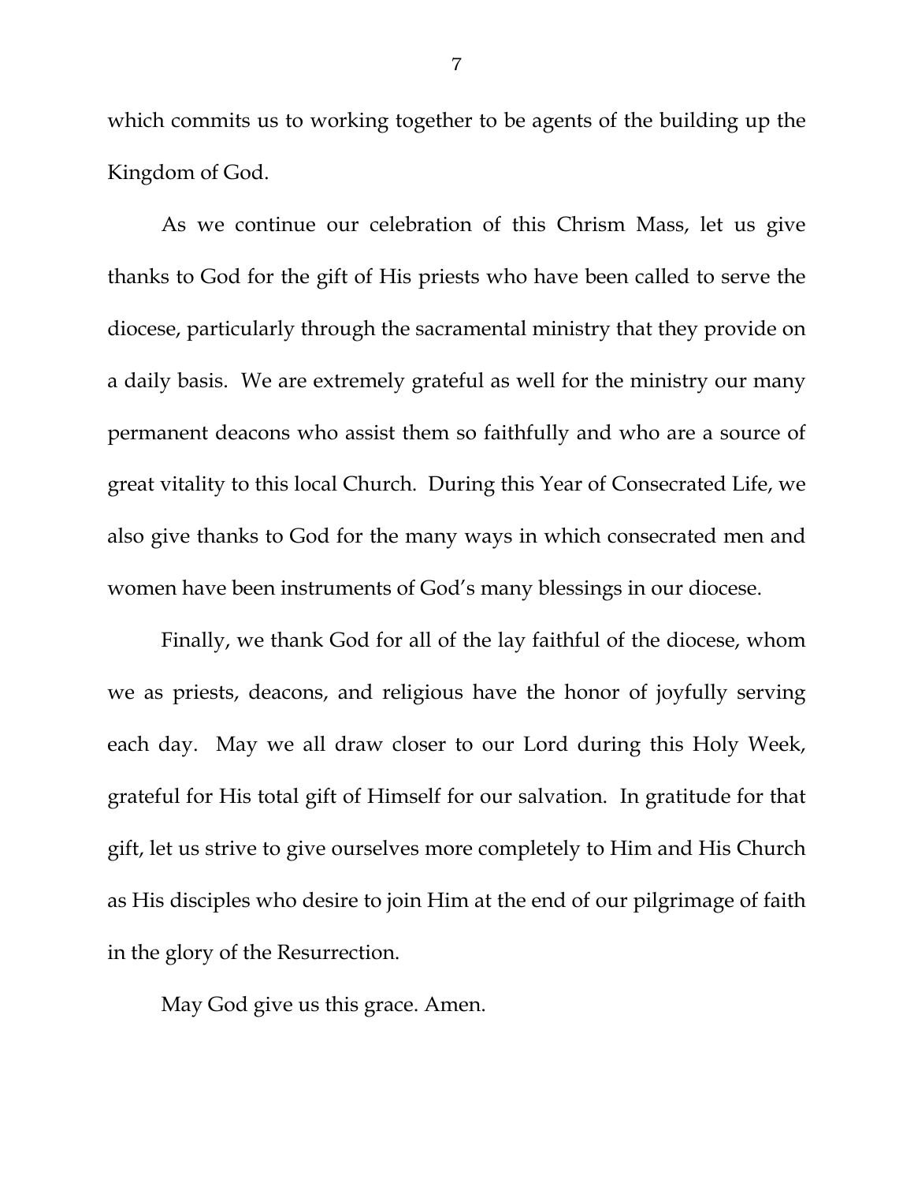which commits us to working together to be agents of the building up the Kingdom of God.

As we continue our celebration of this Chrism Mass, let us give thanks to God for the gift of His priests who have been called to serve the diocese, particularly through the sacramental ministry that they provide on a daily basis. We are extremely grateful as well for the ministry our many permanent deacons who assist them so faithfully and who are a source of great vitality to this local Church. During this Year of Consecrated Life, we also give thanks to God for the many ways in which consecrated men and women have been instruments of God's many blessings in our diocese.

Finally, we thank God for all of the lay faithful of the diocese, whom we as priests, deacons, and religious have the honor of joyfully serving each day. May we all draw closer to our Lord during this Holy Week, grateful for His total gift of Himself for our salvation. In gratitude for that gift, let us strive to give ourselves more completely to Him and His Church as His disciples who desire to join Him at the end of our pilgrimage of faith in the glory of the Resurrection.

May God give us this grace. Amen.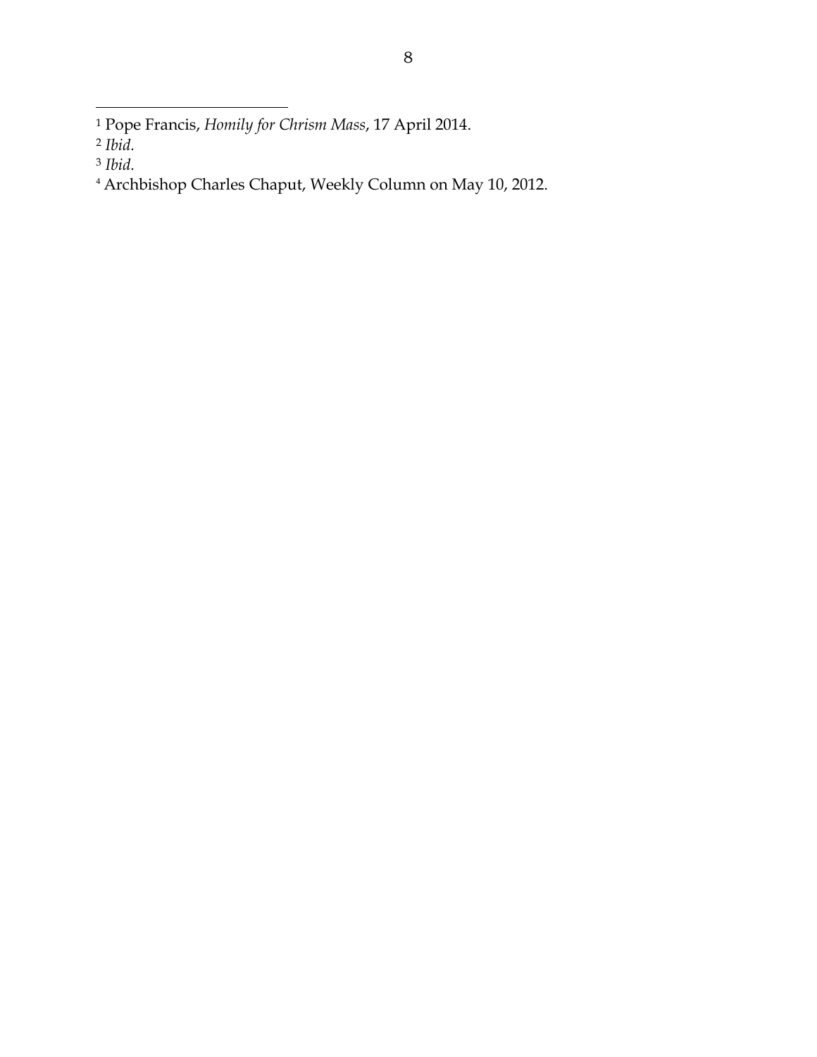[1] Pope Francis, *Homily for Chrism Mass*, 17 April 2014.

[2] *Ibid*.

[3] *Ibid*.

[4] Archbishop Charles Chaput, Weekly Column on May 10, 2012.